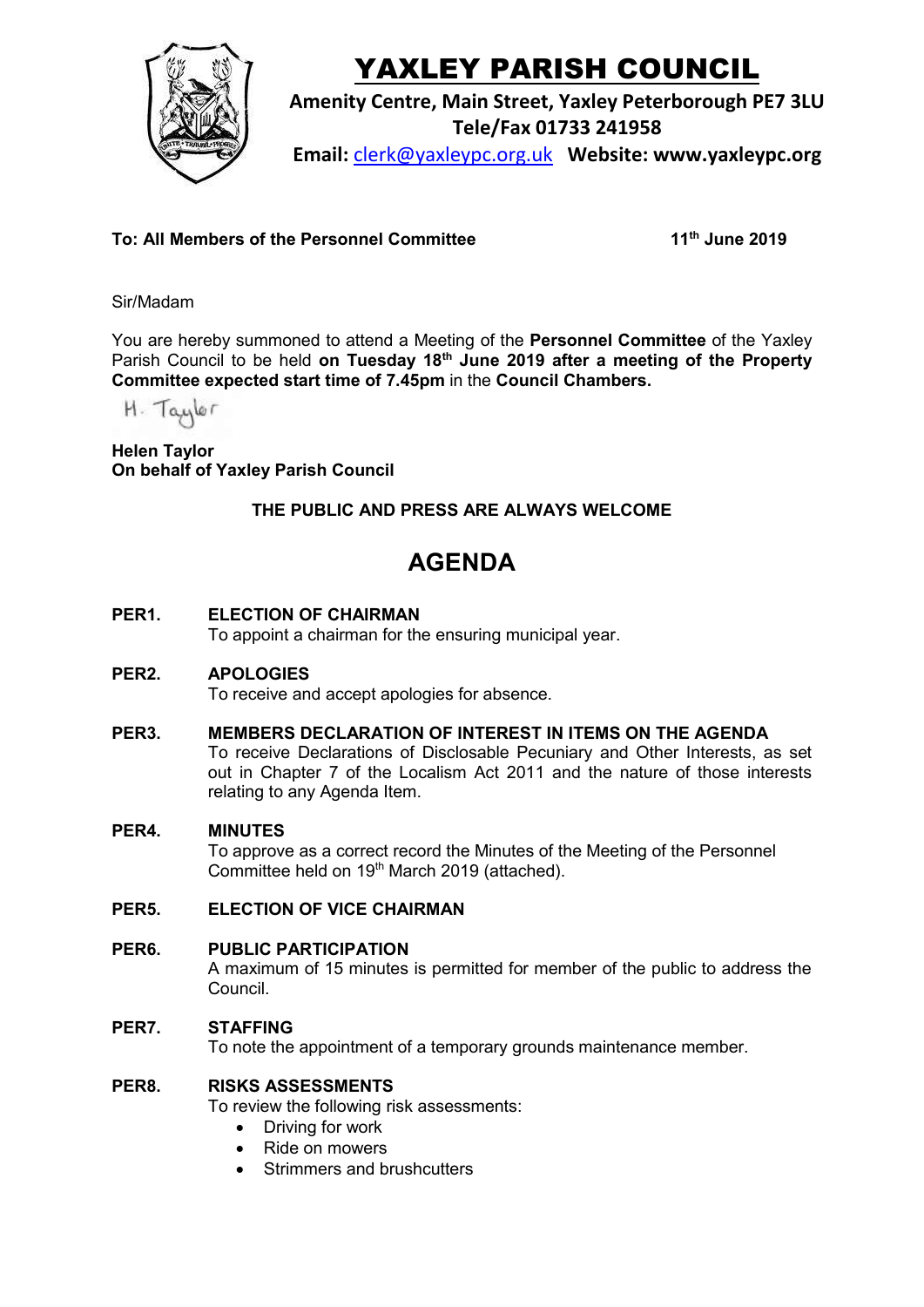# YAXLEY PARISH COUNCIL

**Amenity Centre, Main Street, Yaxley Peterborough PE7 3LU**
**Tele/Fax 01733 241958**
**Email: clerk@yaxleypc.org.uk Website: www.yaxleypc.org**

**To: All Members of the Personnel Committee** **11th June 2019**

Sir/Madam

You are hereby summoned to attend a Meeting of the **Personnel Committee** of the Yaxley Parish Council to be held **on Tuesday 18th June 2019 after a meeting of the Property Committee expected start time of 7.45pm** in the **Council Chambers.**

H. Taylor

**Helen Taylor**
**On behalf of Yaxley Parish Council**

**THE PUBLIC AND PRESS ARE ALWAYS WELCOME**

# AGENDA

**PER1. ELECTION OF CHAIRMAN**
To appoint a chairman for the ensuring municipal year.

**PER2. APOLOGIES**
To receive and accept apologies for absence.

**PER3. MEMBERS DECLARATION OF INTEREST IN ITEMS ON THE AGENDA**
To receive Declarations of Disclosable Pecuniary and Other Interests, as set out in Chapter 7 of the Localism Act 2011 and the nature of those interests relating to any Agenda Item.

**PER4. MINUTES**
To approve as a correct record the Minutes of the Meeting of the Personnel Committee held on 19th March 2019 (attached).

**PER5. ELECTION OF VICE CHAIRMAN**

**PER6. PUBLIC PARTICIPATION**
A maximum of 15 minutes is permitted for member of the public to address the Council.

**PER7. STAFFING**
To note the appointment of a temporary grounds maintenance member.

**PER8. RISKS ASSESSMENTS**
To review the following risk assessments:

- Driving for work
- Ride on mowers
- Strimmers and brushcutters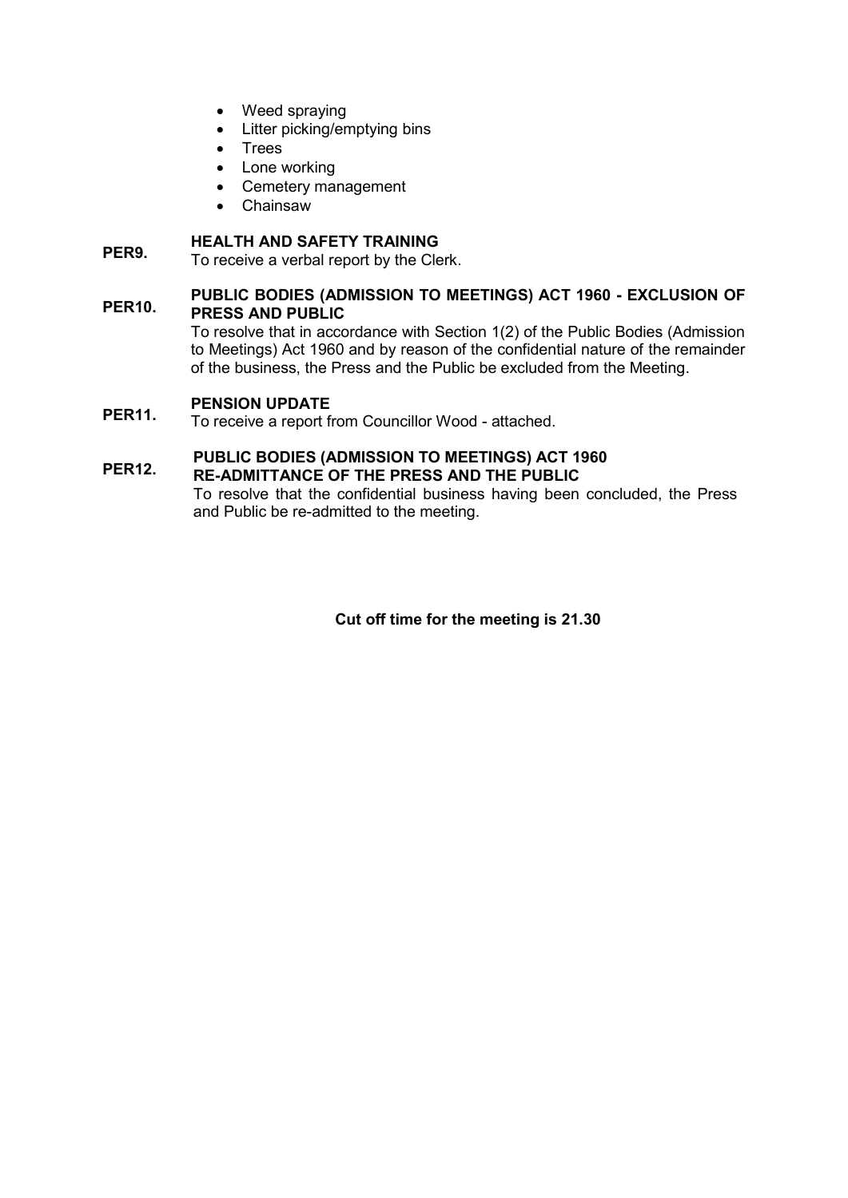- Weed spraying
- Litter picking/emptying bins
- Trees
- Lone working
- Cemetery management
- Chainsaw

**PER9. HEALTH AND SAFETY TRAINING**

To receive a verbal report by the Clerk.

**PER10. PUBLIC BODIES (ADMISSION TO MEETINGS) ACT 1960 - EXCLUSION OF PRESS AND PUBLIC**

To resolve that in accordance with Section 1(2) of the Public Bodies (Admission to Meetings) Act 1960 and by reason of the confidential nature of the remainder of the business, the Press and the Public be excluded from the Meeting.

**PER11. PENSION UPDATE**

To receive a report from Councillor Wood - attached.

**PER12. PUBLIC BODIES (ADMISSION TO MEETINGS) ACT 1960 RE-ADMITTANCE OF THE PRESS AND THE PUBLIC**

To resolve that the confidential business having been concluded, the Press and Public be re-admitted to the meeting.

**Cut off time for the meeting is 21.30**